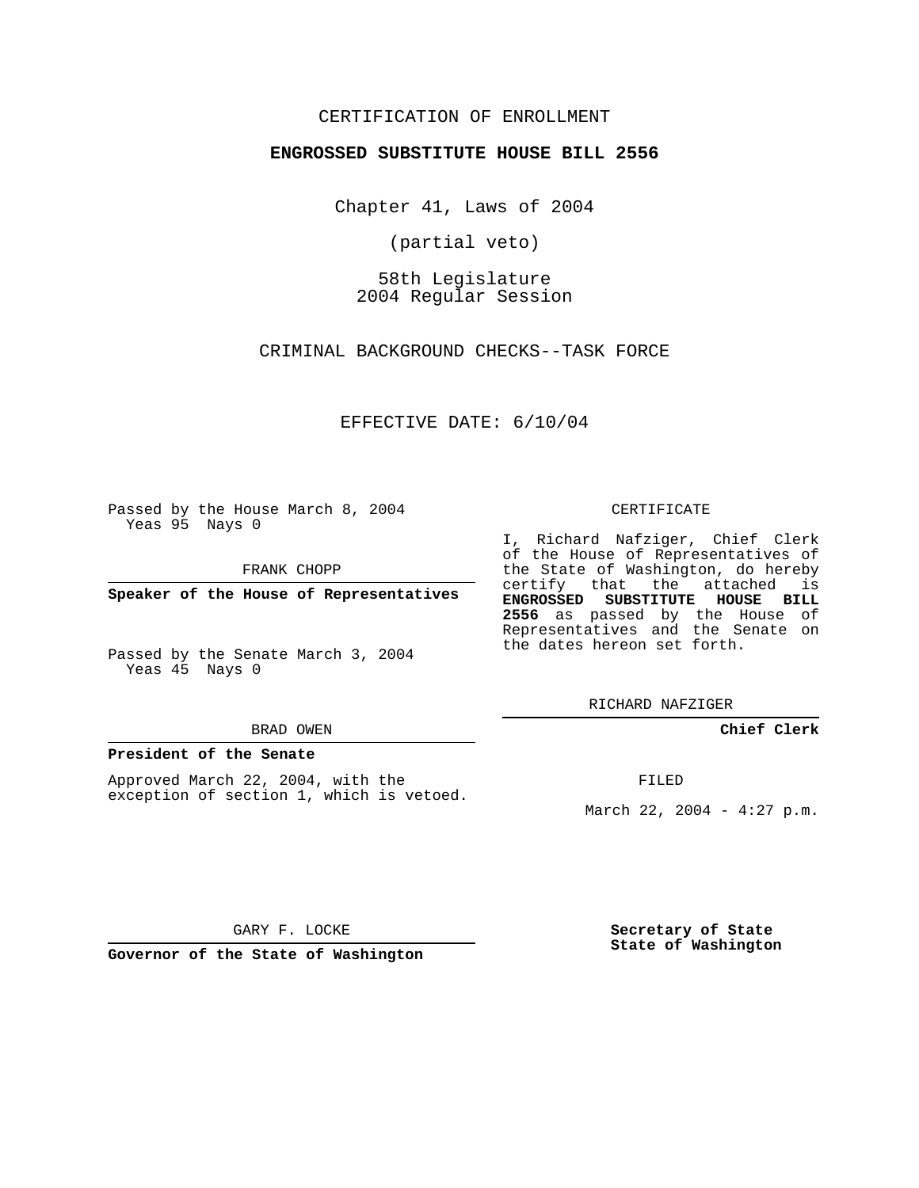CERTIFICATION OF ENROLLMENT

**ENGROSSED SUBSTITUTE HOUSE BILL 2556**

Chapter 41, Laws of 2004

(partial veto)

58th Legislature
2004 Regular Session

CRIMINAL BACKGROUND CHECKS--TASK FORCE

EFFECTIVE DATE: 6/10/04

Passed by the House March 8, 2004
Yeas 95 Nays 0

FRANK CHOPP

**Speaker of the House of Representatives**

Passed by the Senate March 3, 2004
Yeas 45 Nays 0

BRAD OWEN

**President of the Senate**

Approved March 22, 2004, with the exception of section 1, which is vetoed.

GARY F. LOCKE

**Governor of the State of Washington**

CERTIFICATE

I, Richard Nafziger, Chief Clerk of the House of Representatives of the State of Washington, do hereby certify that the attached is **ENGROSSED SUBSTITUTE HOUSE BILL 2556** as passed by the House of Representatives and the Senate on the dates hereon set forth.

RICHARD NAFZIGER

**Chief Clerk**

FILED

March 22, 2004 - 4:27 p.m.

**Secretary of State**
**State of Washington**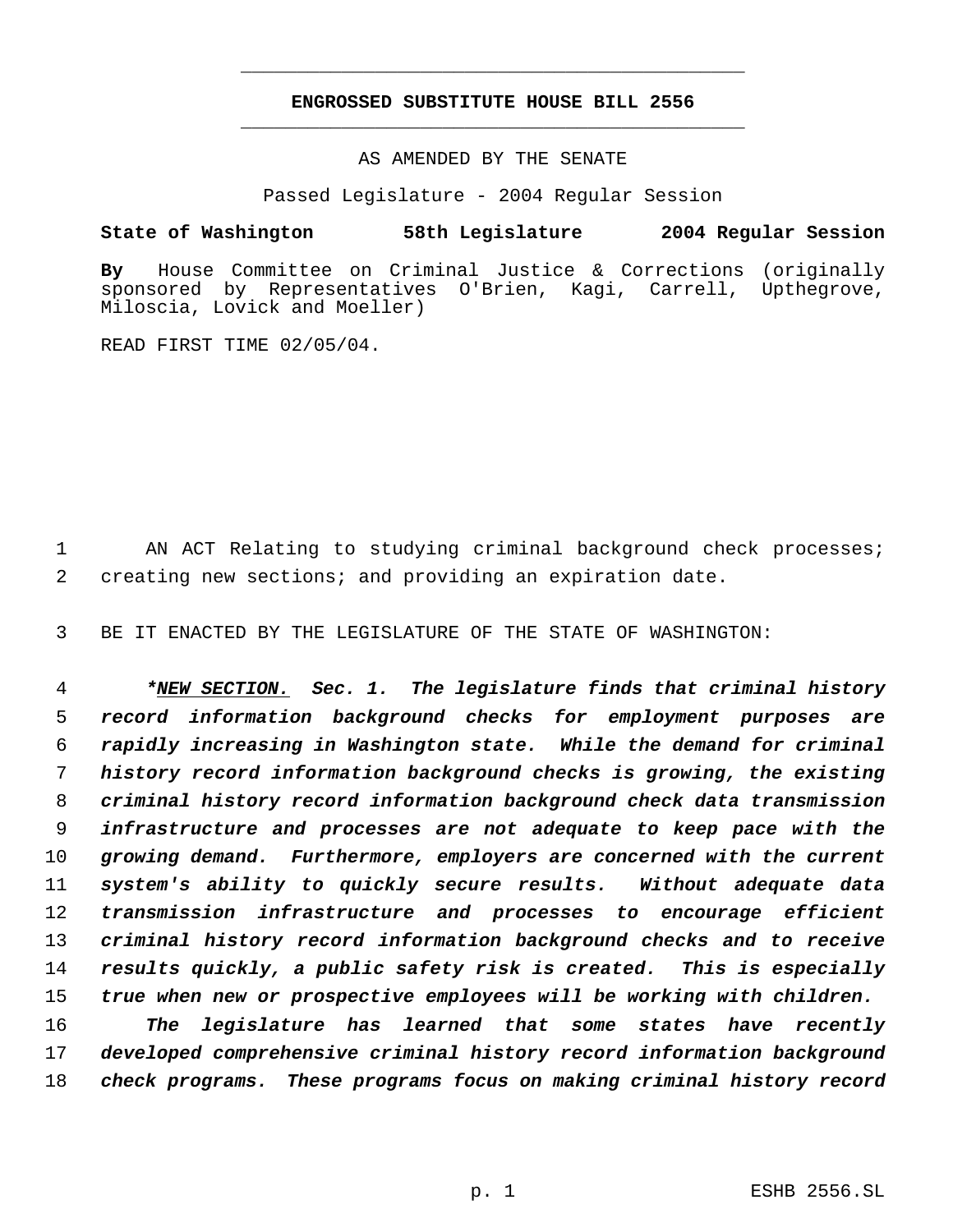**ENGROSSED SUBSTITUTE HOUSE BILL 2556**

AS AMENDED BY THE SENATE

Passed Legislature - 2004 Regular Session

**State of Washington 58th Legislature 2004 Regular Session**

**By** House Committee on Criminal Justice & Corrections (originally sponsored by Representatives O'Brien, Kagi, Carrell, Upthegrove, Miloscia, Lovick and Moeller)

READ FIRST TIME 02/05/04.

AN ACT Relating to studying criminal background check processes; creating new sections; and providing an expiration date.

BE IT ENACTED BY THE LEGISLATURE OF THE STATE OF WASHINGTON:

***<u>NEW SECTION.</u> Sec. 1. The legislature finds that criminal history record information background checks for employment purposes are rapidly increasing in Washington state. While the demand for criminal history record information background checks is growing, the existing criminal history record information background check data transmission infrastructure and processes are not adequate to keep pace with the growing demand. Furthermore, employers are concerned with the current system's ability to quickly secure results. Without adequate data transmission infrastructure and processes to encourage efficient criminal history record information background checks and to receive results quickly, a public safety risk is created. This is especially true when new or prospective employees will be working with children.***

***The legislature has learned that some states have recently developed comprehensive criminal history record information background check programs. These programs focus on making criminal history record***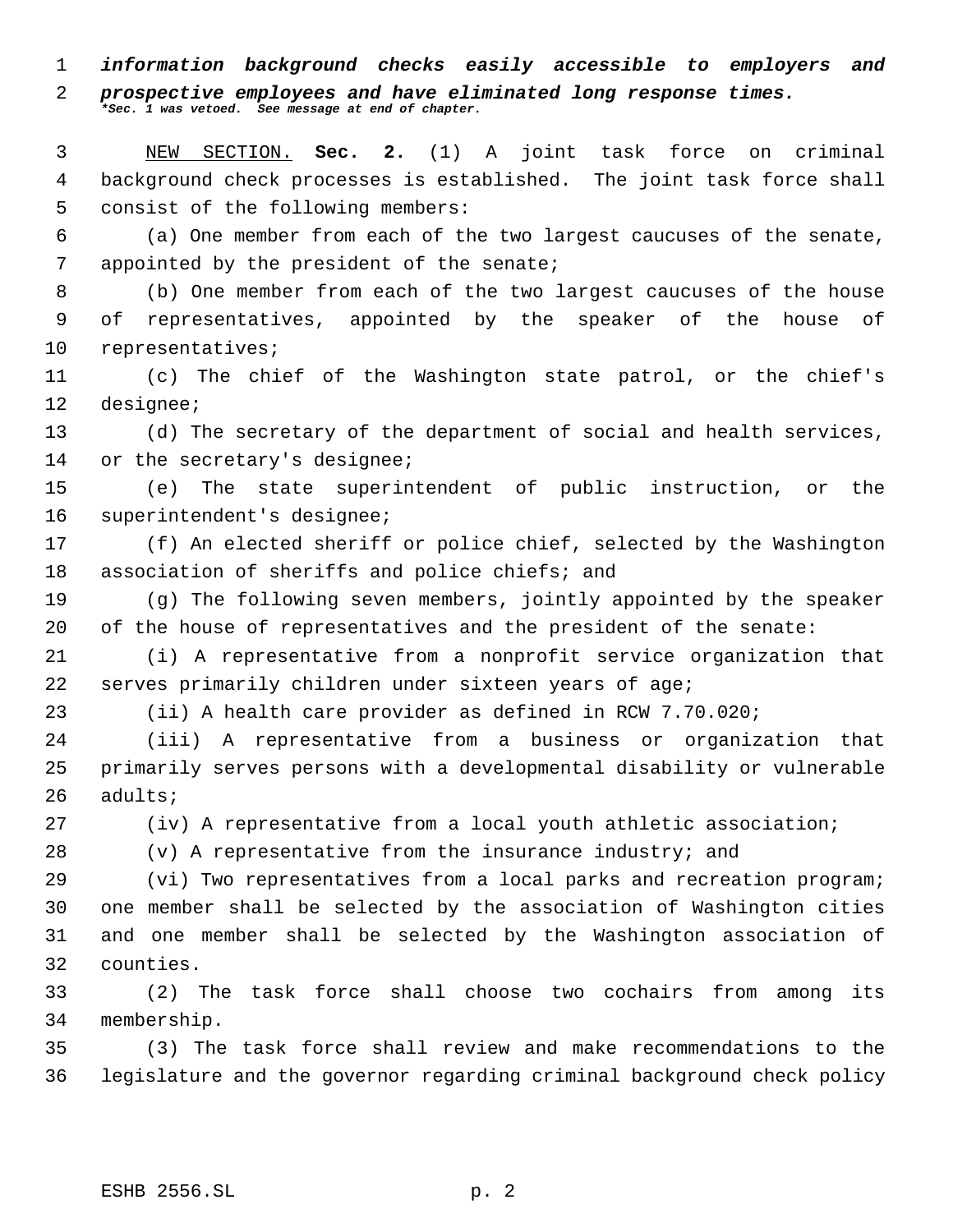***information background checks easily accessible to employers and prospective employees and have eliminated long response times.***
****Sec. 1 was vetoed. See message at end of chapter.***

NEW SECTION. **Sec. 2.** (1) A joint task force on criminal background check processes is established. The joint task force shall consist of the following members:

(a) One member from each of the two largest caucuses of the senate, appointed by the president of the senate;

(b) One member from each of the two largest caucuses of the house of representatives, appointed by the speaker of the house of representatives;

(c) The chief of the Washington state patrol, or the chief's designee;

(d) The secretary of the department of social and health services, or the secretary's designee;

(e) The state superintendent of public instruction, or the superintendent's designee;

(f) An elected sheriff or police chief, selected by the Washington association of sheriffs and police chiefs; and

(g) The following seven members, jointly appointed by the speaker of the house of representatives and the president of the senate:

(i) A representative from a nonprofit service organization that serves primarily children under sixteen years of age;

(ii) A health care provider as defined in RCW 7.70.020;

(iii) A representative from a business or organization that primarily serves persons with a developmental disability or vulnerable adults;

(iv) A representative from a local youth athletic association;

(v) A representative from the insurance industry; and

(vi) Two representatives from a local parks and recreation program; one member shall be selected by the association of Washington cities and one member shall be selected by the Washington association of counties.

(2) The task force shall choose two cochairs from among its membership.

(3) The task force shall review and make recommendations to the legislature and the governor regarding criminal background check policy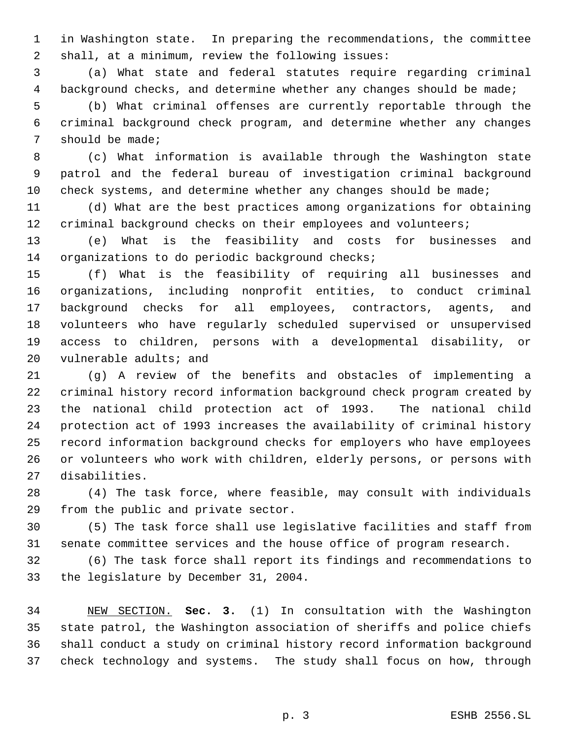in Washington state. In preparing the recommendations, the committee shall, at a minimum, review the following issues:

(a) What state and federal statutes require regarding criminal background checks, and determine whether any changes should be made;

(b) What criminal offenses are currently reportable through the criminal background check program, and determine whether any changes should be made;

(c) What information is available through the Washington state patrol and the federal bureau of investigation criminal background check systems, and determine whether any changes should be made;

(d) What are the best practices among organizations for obtaining criminal background checks on their employees and volunteers;

(e) What is the feasibility and costs for businesses and organizations to do periodic background checks;

(f) What is the feasibility of requiring all businesses and organizations, including nonprofit entities, to conduct criminal background checks for all employees, contractors, agents, and volunteers who have regularly scheduled supervised or unsupervised access to children, persons with a developmental disability, or vulnerable adults; and

(g) A review of the benefits and obstacles of implementing a criminal history record information background check program created by the national child protection act of 1993. The national child protection act of 1993 increases the availability of criminal history record information background checks for employers who have employees or volunteers who work with children, elderly persons, or persons with disabilities.

(4) The task force, where feasible, may consult with individuals from the public and private sector.

(5) The task force shall use legislative facilities and staff from senate committee services and the house office of program research.

(6) The task force shall report its findings and recommendations to the legislature by December 31, 2004.

NEW SECTION. **Sec. 3.** (1) In consultation with the Washington state patrol, the Washington association of sheriffs and police chiefs shall conduct a study on criminal history record information background check technology and systems. The study shall focus on how, through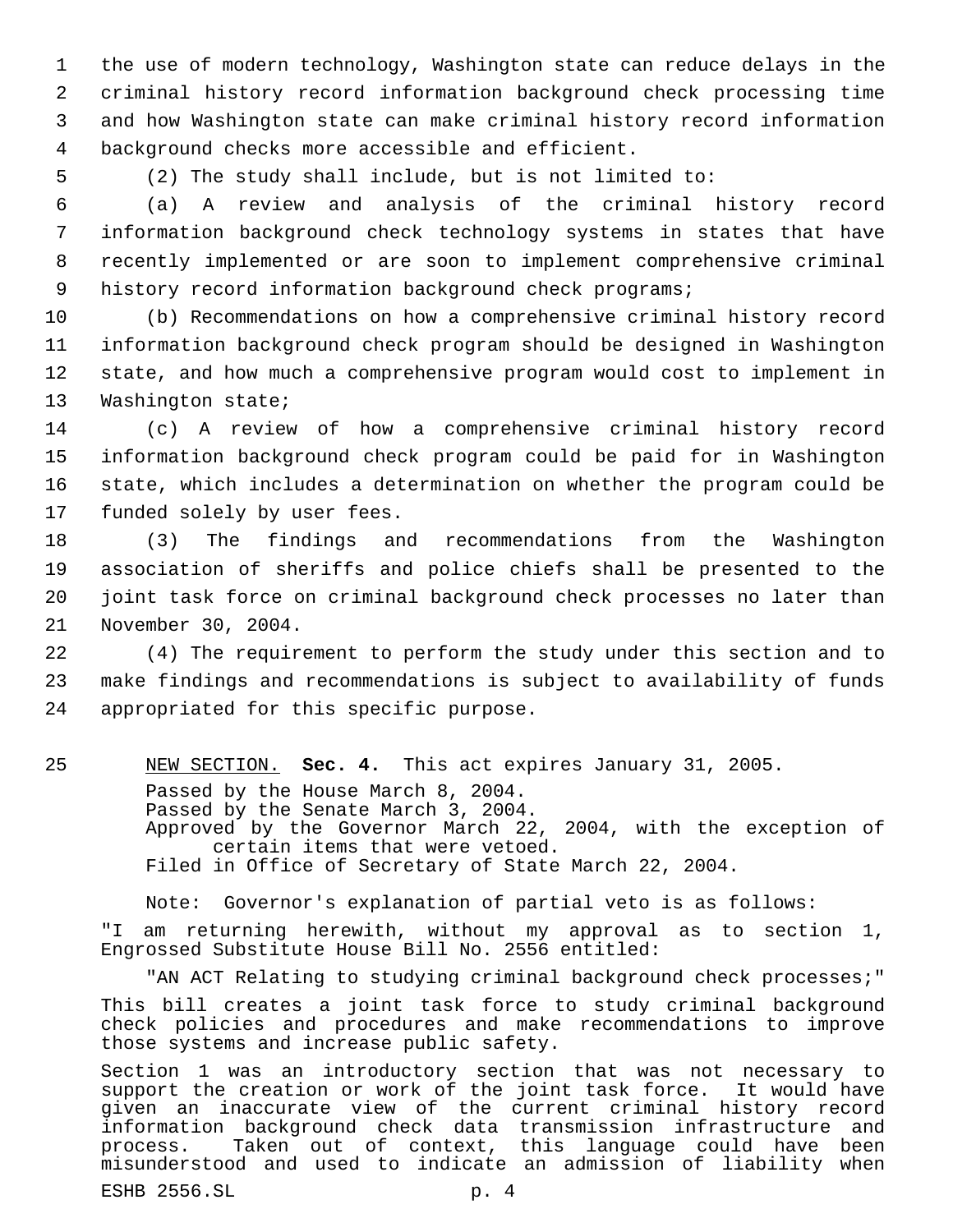the use of modern technology, Washington state can reduce delays in the criminal history record information background check processing time and how Washington state can make criminal history record information background checks more accessible and efficient.

(2) The study shall include, but is not limited to:

(a) A review and analysis of the criminal history record information background check technology systems in states that have recently implemented or are soon to implement comprehensive criminal history record information background check programs;

(b) Recommendations on how a comprehensive criminal history record information background check program should be designed in Washington state, and how much a comprehensive program would cost to implement in Washington state;

(c) A review of how a comprehensive criminal history record information background check program could be paid for in Washington state, which includes a determination on whether the program could be funded solely by user fees.

(3) The findings and recommendations from the Washington association of sheriffs and police chiefs shall be presented to the joint task force on criminal background check processes no later than November 30, 2004.

(4) The requirement to perform the study under this section and to make findings and recommendations is subject to availability of funds appropriated for this specific purpose.

NEW SECTION. **Sec. 4.** This act expires January 31, 2005.

Passed by the House March 8, 2004.
Passed by the Senate March 3, 2004.
Approved by the Governor March 22, 2004, with the exception of certain items that were vetoed.
Filed in Office of Secretary of State March 22, 2004.

Note: Governor's explanation of partial veto is as follows:

"I am returning herewith, without my approval as to section 1, Engrossed Substitute House Bill No. 2556 entitled:

"AN ACT Relating to studying criminal background check processes;"

This bill creates a joint task force to study criminal background check policies and procedures and make recommendations to improve those systems and increase public safety.

Section 1 was an introductory section that was not necessary to support the creation or work of the joint task force. It would have given an inaccurate view of the current criminal history record information background check data transmission infrastructure and process. Taken out of context, this language could have been misunderstood and used to indicate an admission of liability when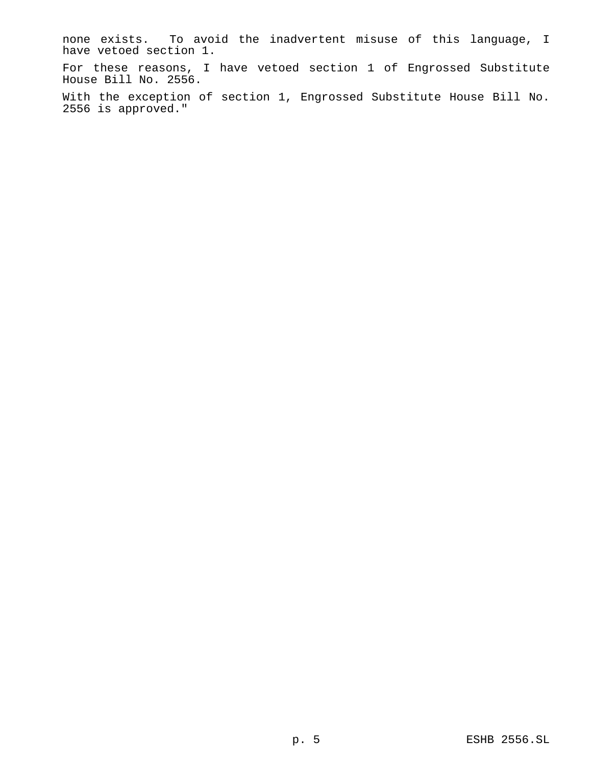none exists. To avoid the inadvertent misuse of this language, I have vetoed section 1.

For these reasons, I have vetoed section 1 of Engrossed Substitute House Bill No. 2556.

With the exception of section 1, Engrossed Substitute House Bill No. 2556 is approved."